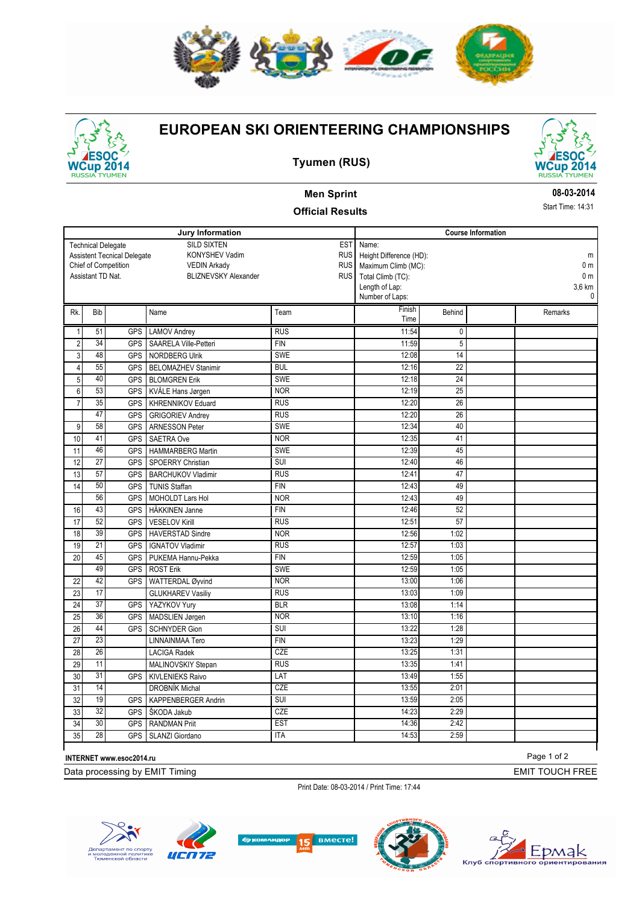# EUROPEAN SKI ORIENTEERING CHAMPIONSHIPS

## Tyumen (RUS)

### Men Sprint

### Official Results

08-03-2014

Start Time: 14:31

| Jury Information | | | Course Information | |
|---|---|---|---|---|
| Technical Delegate | SILD SIXTEN | EST | Name: | |
| Assistent Tecnical Delegate | KONYSHEV Vadim | RUS | Height Difference (HD): | m |
| Chief of Competition | VEDIN Arkady | RUS | Maximum Climb (MC): | 0 m |
| Assistant TD Nat. | BLIZNEVSKY Alexander | RUS | Total Climb (TC): | 0 m |
| | | | Length of Lap: | 3,6 km |
| | | | Number of Laps: | 0 |

| Rk. | Bib | | Name | Team | Finish Time | Behind | | Remarks |
|---|---|---|---|---|---|---|---|---|
| 1 | 51 | GPS | LAMOV Andrey | RUS | 11:54 | 0 | | |
| 2 | 34 | GPS | SAARELA Ville-Petteri | FIN | 11:59 | 5 | | |
| 3 | 48 | GPS | NORDBERG Ulrik | SWE | 12:08 | 14 | | |
| 4 | 55 | GPS | BELOMAZHEV Stanimir | BUL | 12:16 | 22 | | |
| 5 | 40 | GPS | BLOMGREN Erik | SWE | 12:18 | 24 | | |
| 6 | 53 | GPS | KVÅLE Hans Jørgen | NOR | 12:19 | 25 | | |
| 7 | 35 | GPS | KHRENNIKOV Eduard | RUS | 12:20 | 26 | | |
| | 47 | GPS | GRIGORIEV Andrey | RUS | 12:20 | 26 | | |
| 9 | 58 | GPS | ARNESSON Peter | SWE | 12:34 | 40 | | |
| 10 | 41 | GPS | SAETRA Ove | NOR | 12:35 | 41 | | |
| 11 | 46 | GPS | HAMMARBERG Martin | SWE | 12:39 | 45 | | |
| 12 | 27 | GPS | SPOERRY Christian | SUI | 12:40 | 46 | | |
| 13 | 57 | GPS | BARCHUKOV Vladimir | RUS | 12:41 | 47 | | |
| 14 | 50 | GPS | TUNIS Staffan | FIN | 12:43 | 49 | | |
| | 56 | GPS | MOHOLDT Lars Hol | NOR | 12:43 | 49 | | |
| 16 | 43 | GPS | HÄKKINEN Janne | FIN | 12:46 | 52 | | |
| 17 | 52 | GPS | VESELOV Kirill | RUS | 12:51 | 57 | | |
| 18 | 39 | GPS | HAVERSTAD Sindre | NOR | 12:56 | 1:02 | | |
| 19 | 21 | GPS | IGNATOV Vladimir | RUS | 12:57 | 1:03 | | |
| 20 | 45 | GPS | PUKEMA Hannu-Pekka | FIN | 12:59 | 1:05 | | |
| | 49 | GPS | ROST Erik | SWE | 12:59 | 1:05 | | |
| 22 | 42 | GPS | WATTERDAL Øyvind | NOR | 13:00 | 1:06 | | |
| 23 | 17 | | GLUKHAREV Vasiliy | RUS | 13:03 | 1:09 | | |
| 24 | 37 | GPS | YAZYKOV Yury | BLR | 13:08 | 1:14 | | |
| 25 | 36 | GPS | MADSLIEN Jørgen | NOR | 13:10 | 1:16 | | |
| 26 | 44 | GPS | SCHNYDER Gion | SUI | 13:22 | 1:28 | | |
| 27 | 23 | | LINNAINMAA Tero | FIN | 13:23 | 1:29 | | |
| 28 | 26 | | LACIGA Radek | CZE | 13:25 | 1:31 | | |
| 29 | 11 | | MALINOVSKIY Stepan | RUS | 13:35 | 1:41 | | |
| 30 | 31 | GPS | KIVLENIEKS Raivo | LAT | 13:49 | 1:55 | | |
| 31 | 14 | | DROBNÍK Michal | CZE | 13:55 | 2:01 | | |
| 32 | 19 | GPS | KAPPENBERGER Andrin | SUI | 13:59 | 2:05 | | |
| 33 | 32 | GPS | ŠKODA Jakub | CZE | 14:23 | 2:29 | | |
| 34 | 30 | GPS | RANDMAN Priit | EST | 14:36 | 2:42 | | |
| 35 | 28 | GPS | SLANZI Giordano | ITA | 14:53 | 2:59 | | |

INTERNET www.esoc2014.ru

Data processing by EMIT Timing

EMIT TOUCH FREE

Print Date: 08-03-2014 / Print Time: 17:44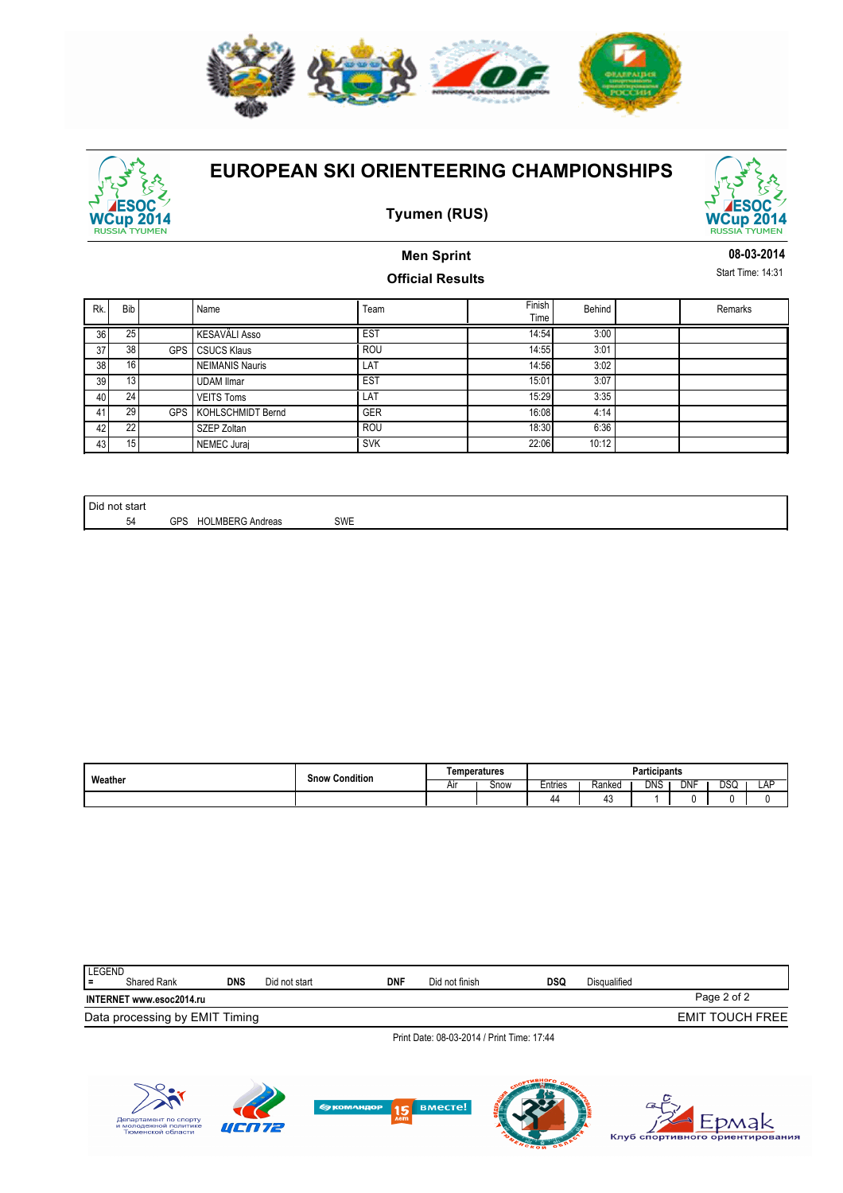# EUROPEAN SKI ORIENTEERING CHAMPIONSHIPS

## Tyumen (RUS)

### Men Sprint

### Official Results

**08-03-2014**

Start Time: 14:31

| Rk. | Bib | | Name | Team | Finish Time | Behind | | Remarks |
|---|---|---|---|---|---|---|---|---|
| 36 | 25 | | KESAVÄLI Asso | EST | 14:54 | 3:00 | | |
| 37 | 38 | GPS | CSUCS Klaus | ROU | 14:55 | 3:01 | | |
| 38 | 16 | | NEIMANIS Nauris | LAT | 14:56 | 3:02 | | |
| 39 | 13 | | UDAM Ilmar | EST | 15:01 | 3:07 | | |
| 40 | 24 | | VEITS Toms | LAT | 15:29 | 3:35 | | |
| 41 | 29 | GPS | KOHLSCHMIDT Bernd | GER | 16:08 | 4:14 | | |
| 42 | 22 | | SZEP Zoltan | ROU | 18:30 | 6:36 | | |
| 43 | 15 | | NEMEC Juraj | SVK | 22:06 | 10:12 | | |

Did not start

| | | | |
|---|---|---|---|
| 54 | GPS | HOLMBERG Andreas | SWE |

| Weather | Snow Condition | Temperatures | | Participants | | | | | |
|---|---|---|---|---|---|---|---|---|---|
| | | Air | Snow | Entries | Ranked | DNS | DNF | DSQ | LAP |
| | | | | 44 | 43 | 1 | 0 | 0 | 0 |

LEGEND
= Shared Rank **DNS** Did not start **DNF** Did not finish **DSQ** Disqualified

**INTERNET www.esoc2014.ru**

Data processing by EMIT Timing EMIT TOUCH FREE

Print Date: 08-03-2014 / Print Time: 17:44